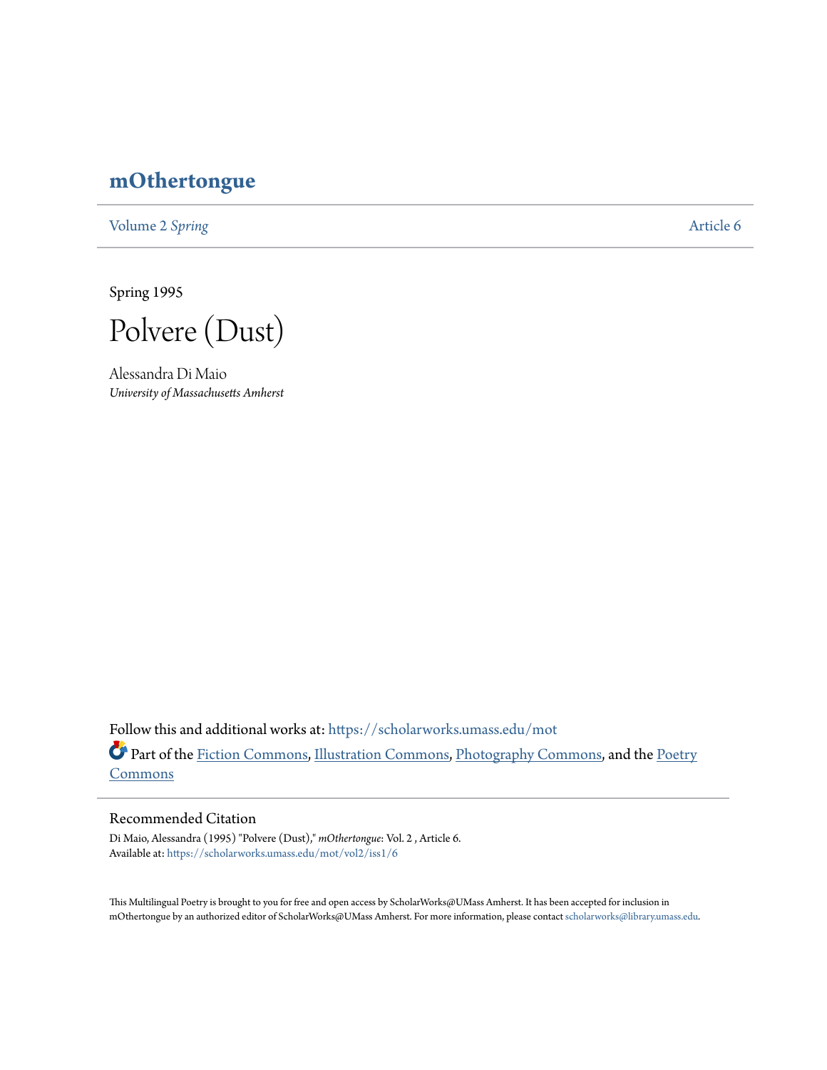# mOthertongue

Volume 2 *Spring* Article 6

Spring 1995

# Polvere (Dust)

Alessandra Di Maio
*University of Massachusetts Amherst*

Follow this and additional works at: https://scholarworks.umass.edu/mot

Part of the Fiction Commons, Illustration Commons, Photography Commons, and the Poetry Commons

## Recommended Citation

Di Maio, Alessandra (1995) "Polvere (Dust)," *mOthertongue*: Vol. 2 , Article 6.
Available at: https://scholarworks.umass.edu/mot/vol2/iss1/6

This Multilingual Poetry is brought to you for free and open access by ScholarWorks@UMass Amherst. It has been accepted for inclusion in mOthertongue by an authorized editor of ScholarWorks@UMass Amherst. For more information, please contact scholarworks@library.umass.edu.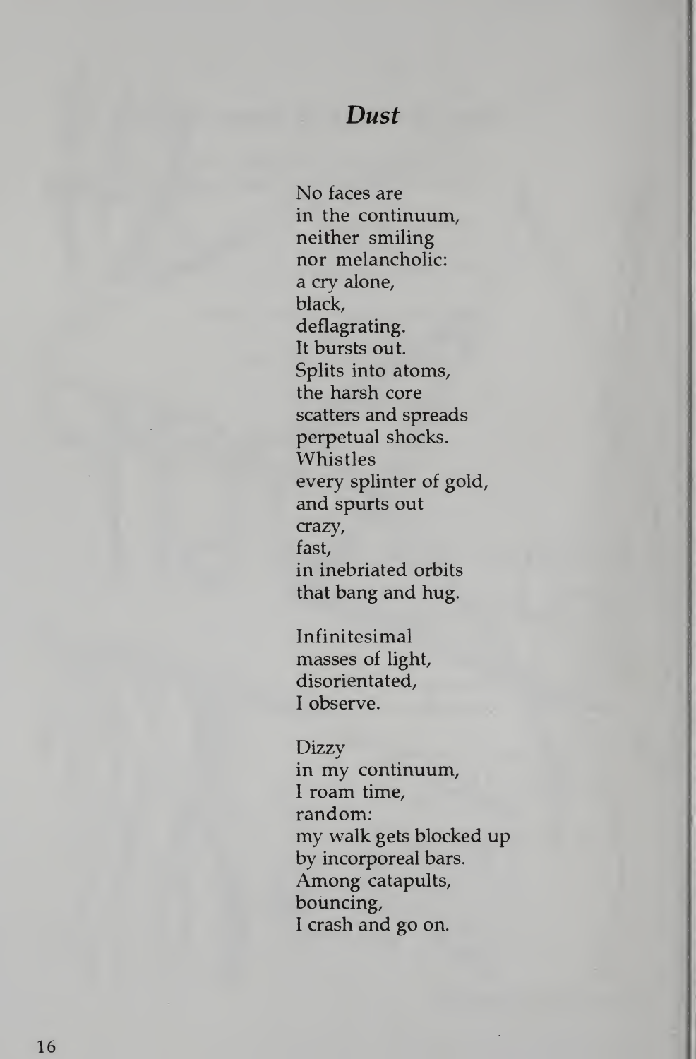## *Dust*

No faces are  
in the continuum,  
neither smiling  
nor melancholic:  
a cry alone,  
black,  
deflagrating.  
It bursts out.  
Splits into atoms,  
the harsh core  
scatters and spreads  
perpetual shocks.  
Whistles  
every splinter of gold,  
and spurts out  
crazy,  
fast,  
in inebriated orbits  
that bang and hug.

Infinitesimal  
masses of light,  
disorientated,  
I observe.

Dizzy  
in my continuum,  
I roam time,  
random:  
my walk gets blocked up  
by incorporeal bars.  
Among catapults,  
bouncing,  
I crash and go on.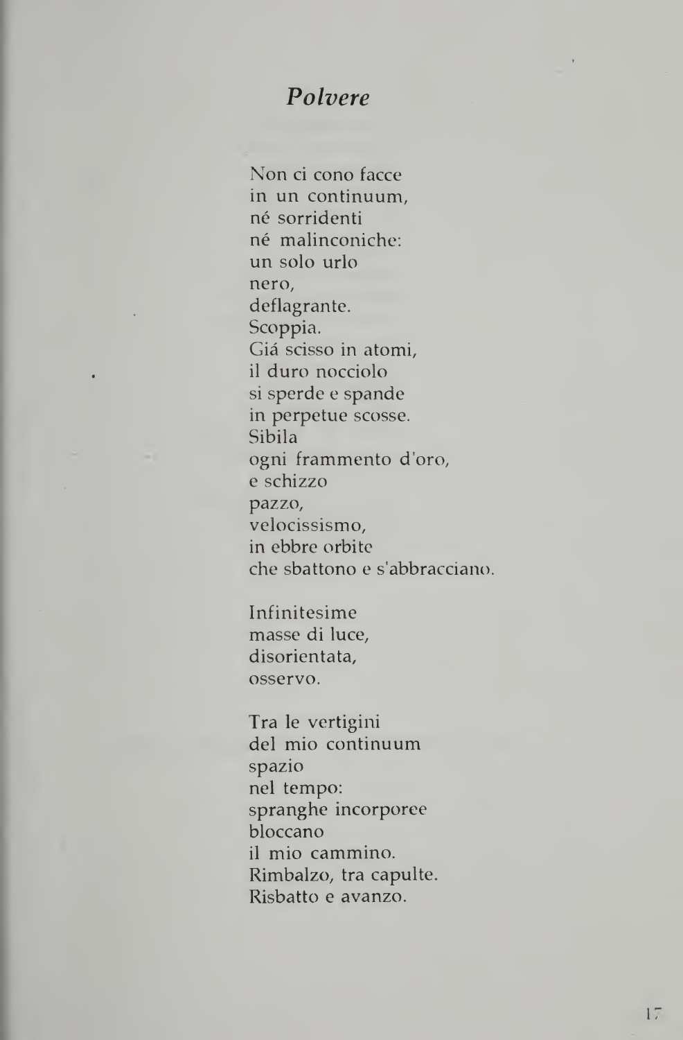## *Polvere*

Non ci cono facce  
in un continuum,  
né sorridenti  
né malinconiche:  
un solo urlo  
nero,  
deflagrante.  
Scoppia.  
Giá scisso in atomi,  
il duro nocciolo  
si sperde e spande  
in perpetue scosse.  
Sibila  
ogni frammento d'oro,  
e schizzo  
pazzo,  
velocissismo,  
in ebbre orbite  
che sbattono e s'abbracciano.

Infinitesime  
masse di luce,  
disorientata,  
osservo.

Tra le vertigini  
del mio continuum  
spazio  
nel tempo:  
spranghe incorporee  
bloccano  
il mio cammino.  
Rimbalzo, tra capulte.  
Risbatto e avanzo.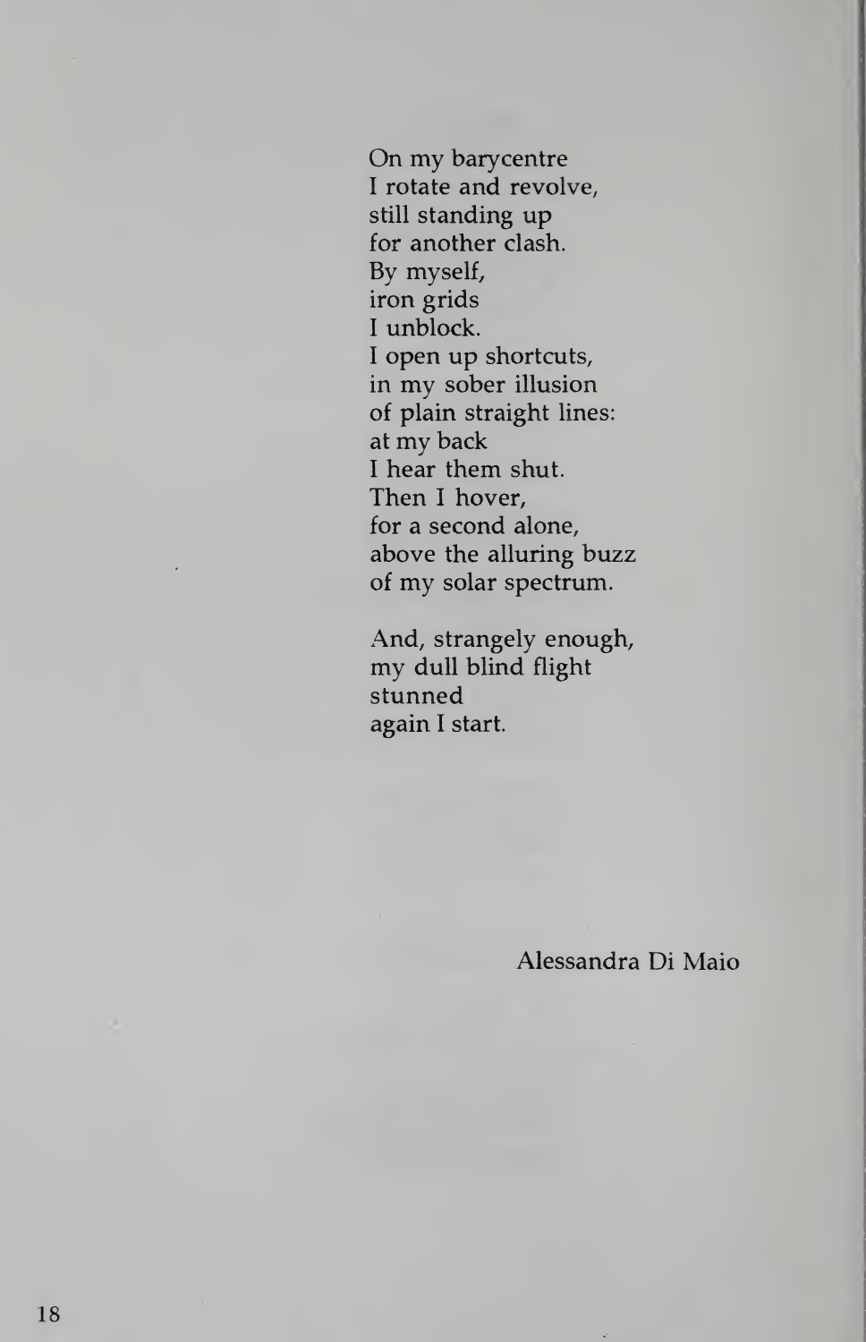On my barycentre  
I rotate and revolve,  
still standing up  
for another clash.  
By myself,  
iron grids  
I unblock.  
I open up shortcuts,  
in my sober illusion  
of plain straight lines:  
at my back  
I hear them shut.  
Then I hover,  
for a second alone,  
above the alluring buzz  
of my solar spectrum.

And, strangely enough,  
my dull blind flight  
stunned  
again I start.

Alessandra Di Maio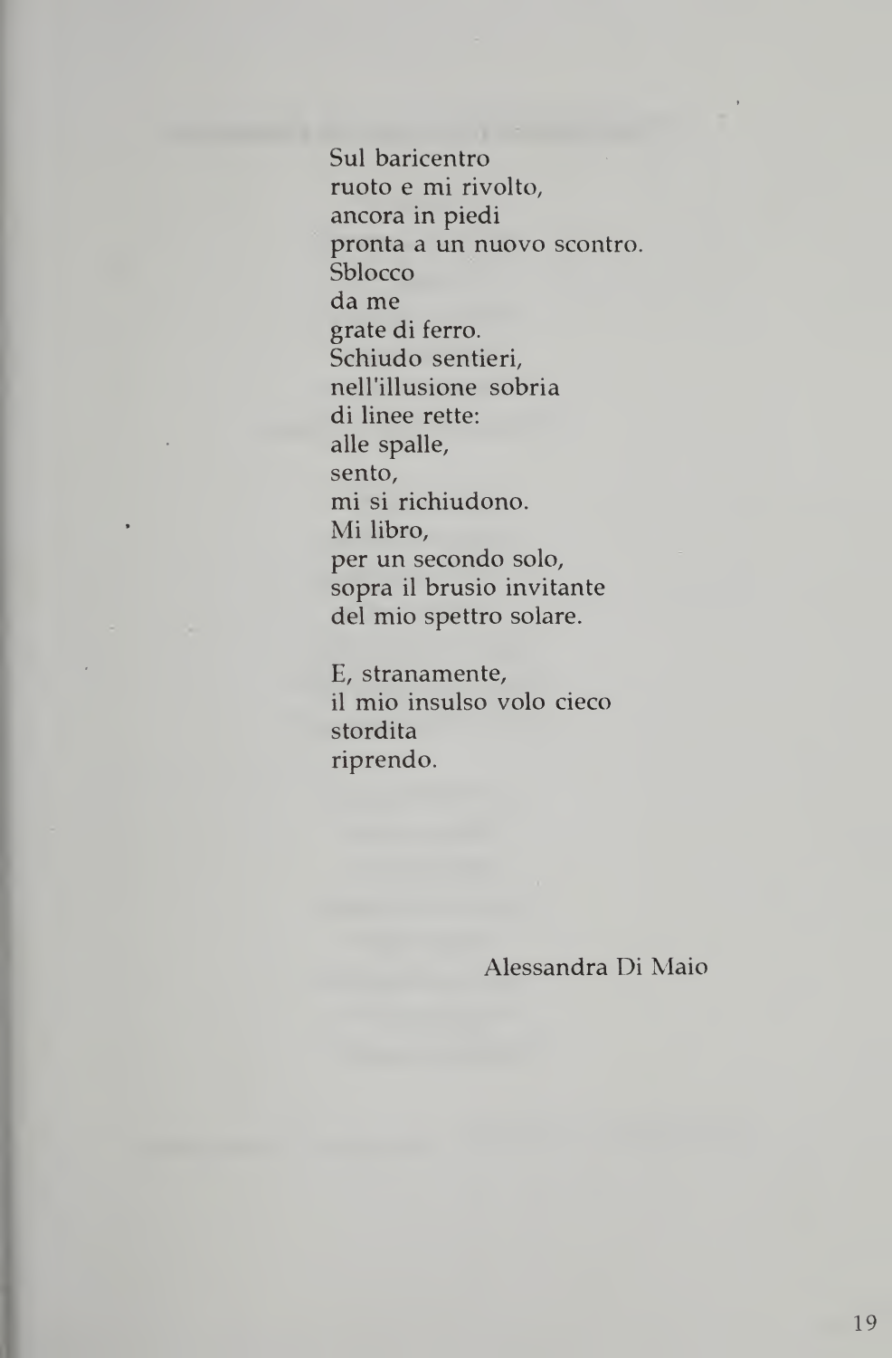Sul baricentro  
ruoto e mi rivolto,  
ancora in piedi  
pronta a un nuovo scontro.  
Sblocco  
da me  
grate di ferro.  
Schiudo sentieri,  
nell'illusione sobria  
di linee rette:  
alle spalle,  
sento,  
mi si richiudono.  
Mi libro,  
per un secondo solo,  
sopra il brusio invitante  
del mio spettro solare.

E, stranamente,  
il mio insulso volo cieco  
stordita  
riprendo.

Alessandra Di Maio